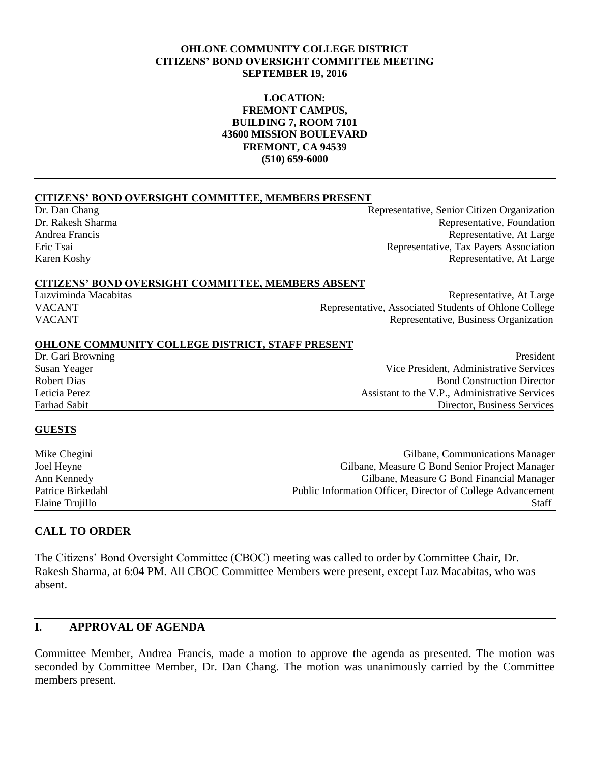**OHLONE COMMUNITY COLLEGE DISTRICT**
**CITIZENS' BOND OVERSIGHT COMMITTEE MEETING**
**SEPTEMBER 19, 2016**

**LOCATION:**
**FREMONT CAMPUS,**
**BUILDING 7, ROOM 7101**
**43600 MISSION BOULEVARD**
**FREMONT, CA 94539**
**(510) 659-6000**

---

**CITIZENS' BOND OVERSIGHT COMMITTEE, MEMBERS PRESENT**

| | |
|---|---|
| Dr. Dan Chang | Representative, Senior Citizen Organization |
| Dr. Rakesh Sharma | Representative, Foundation |
| Andrea Francis | Representative, At Large |
| Eric Tsai | Representative, Tax Payers Association |
| Karen Koshy | Representative, At Large |

**CITIZENS' BOND OVERSIGHT COMMITTEE, MEMBERS ABSENT**

| | |
|---|---|
| Luzviminda Macabitas | Representative, At Large |
| VACANT | Representative, Associated Students of Ohlone College |
| VACANT | Representative, Business Organization |

**OHLONE COMMUNITY COLLEGE DISTRICT, STAFF PRESENT**

| | |
|---|---|
| Dr. Gari Browning | President |
| Susan Yeager | Vice President, Administrative Services |
| Robert Dias | Bond Construction Director |
| Leticia Perez | Assistant to the V.P., Administrative Services |
| Farhad Sabit | Director, Business Services |

**GUESTS**

| | |
|---|---|
| Mike Chegini | Gilbane, Communications Manager |
| Joel Heyne | Gilbane, Measure G Bond Senior Project Manager |
| Ann Kennedy | Gilbane, Measure G Bond Financial Manager |
| Patrice Birkedahl | Public Information Officer, Director of College Advancement |
| Elaine Trujillo | Staff |

## CALL TO ORDER

The Citizens' Bond Oversight Committee (CBOC) meeting was called to order by Committee Chair, Dr. Rakesh Sharma, at 6:04 PM. All CBOC Committee Members were present, except Luz Macabitas, who was absent.

## I. APPROVAL OF AGENDA

Committee Member, Andrea Francis, made a motion to approve the agenda as presented. The motion was seconded by Committee Member, Dr. Dan Chang. The motion was unanimously carried by the Committee members present.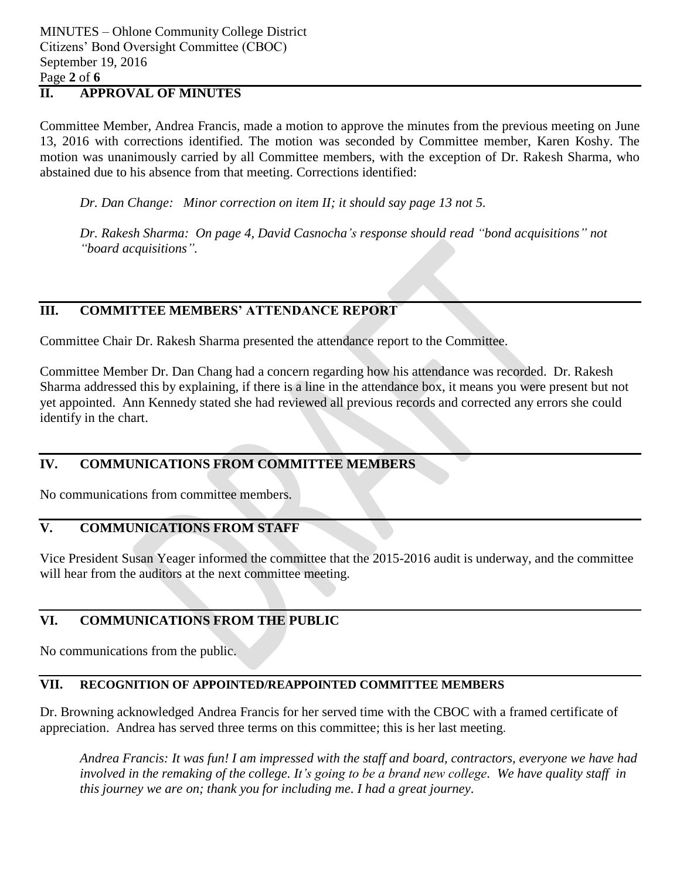## II. APPROVAL OF MINUTES

Committee Member, Andrea Francis, made a motion to approve the minutes from the previous meeting on June 13, 2016 with corrections identified. The motion was seconded by Committee member, Karen Koshy. The motion was unanimously carried by all Committee members, with the exception of Dr. Rakesh Sharma, who abstained due to his absence from that meeting. Corrections identified:

*Dr. Dan Change: Minor correction on item II; it should say page 13 not 5.*

*Dr. Rakesh Sharma: On page 4, David Casnocha's response should read "bond acquisitions" not "board acquisitions".*

## III. COMMITTEE MEMBERS' ATTENDANCE REPORT

Committee Chair Dr. Rakesh Sharma presented the attendance report to the Committee.

Committee Member Dr. Dan Chang had a concern regarding how his attendance was recorded. Dr. Rakesh Sharma addressed this by explaining, if there is a line in the attendance box, it means you were present but not yet appointed. Ann Kennedy stated she had reviewed all previous records and corrected any errors she could identify in the chart.

## IV. COMMUNICATIONS FROM COMMITTEE MEMBERS

No communications from committee members.

## V. COMMUNICATIONS FROM STAFF

Vice President Susan Yeager informed the committee that the 2015-2016 audit is underway, and the committee will hear from the auditors at the next committee meeting.

## VI. COMMUNICATIONS FROM THE PUBLIC

No communications from the public.

## VII. RECOGNITION OF APPOINTED/REAPPOINTED COMMITTEE MEMBERS

Dr. Browning acknowledged Andrea Francis for her served time with the CBOC with a framed certificate of appreciation. Andrea has served three terms on this committee; this is her last meeting.

*Andrea Francis: It was fun! I am impressed with the staff and board, contractors, everyone we have had involved in the remaking of the college. It's going to be a brand new college. We have quality staff in this journey we are on; thank you for including me. I had a great journey.*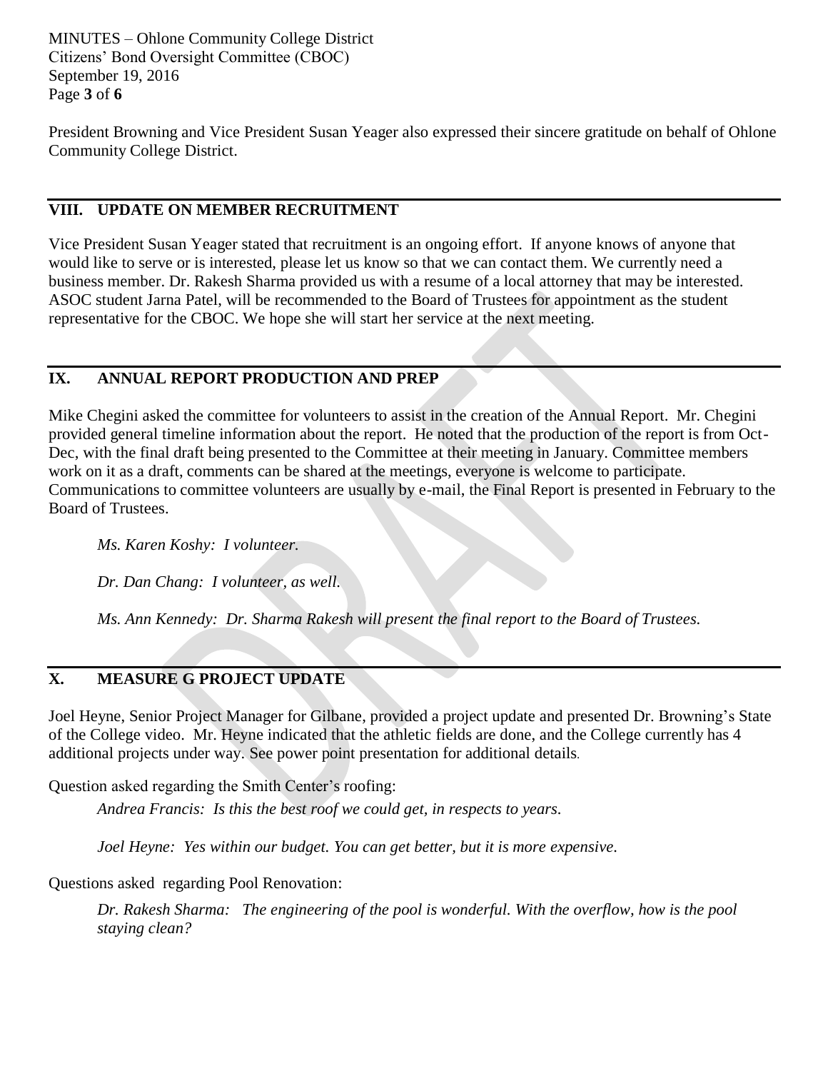President Browning and Vice President Susan Yeager also expressed their sincere gratitude on behalf of Ohlone Community College District.

## VIII. UPDATE ON MEMBER RECRUITMENT

Vice President Susan Yeager stated that recruitment is an ongoing effort. If anyone knows of anyone that would like to serve or is interested, please let us know so that we can contact them. We currently need a business member. Dr. Rakesh Sharma provided us with a resume of a local attorney that may be interested. ASOC student Jarna Patel, will be recommended to the Board of Trustees for appointment as the student representative for the CBOC. We hope she will start her service at the next meeting.

## IX. ANNUAL REPORT PRODUCTION AND PREP

Mike Chegini asked the committee for volunteers to assist in the creation of the Annual Report. Mr. Chegini provided general timeline information about the report. He noted that the production of the report is from Oct-Dec, with the final draft being presented to the Committee at their meeting in January. Committee members work on it as a draft, comments can be shared at the meetings, everyone is welcome to participate. Communications to committee volunteers are usually by e-mail, the Final Report is presented in February to the Board of Trustees.

*Ms. Karen Koshy: I volunteer.*

*Dr. Dan Chang: I volunteer, as well.*

*Ms. Ann Kennedy: Dr. Sharma Rakesh will present the final report to the Board of Trustees.*

## X. MEASURE G PROJECT UPDATE

Joel Heyne, Senior Project Manager for Gilbane, provided a project update and presented Dr. Browning's State of the College video. Mr. Heyne indicated that the athletic fields are done, and the College currently has 4 additional projects under way. See power point presentation for additional details.

Question asked regarding the Smith Center's roofing:

*Andrea Francis: Is this the best roof we could get, in respects to years.*

*Joel Heyne: Yes within our budget. You can get better, but it is more expensive.*

Questions asked regarding Pool Renovation:

*Dr. Rakesh Sharma: The engineering of the pool is wonderful. With the overflow, how is the pool staying clean?*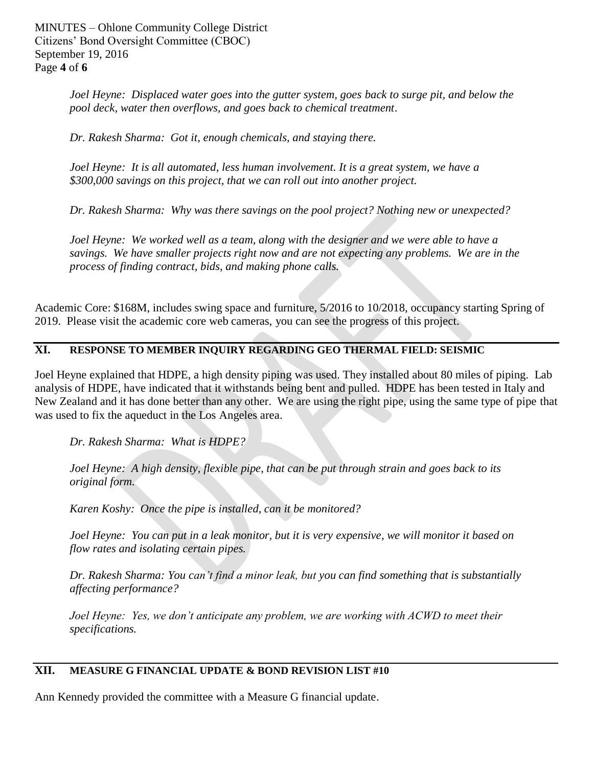*Joel Heyne: Displaced water goes into the gutter system, goes back to surge pit, and below the pool deck, water then overflows, and goes back to chemical treatment.*

*Dr. Rakesh Sharma: Got it, enough chemicals, and staying there.*

*Joel Heyne: It is all automated, less human involvement. It is a great system, we have a $300,000 savings on this project, that we can roll out into another project.*

*Dr. Rakesh Sharma: Why was there savings on the pool project? Nothing new or unexpected?*

*Joel Heyne: We worked well as a team, along with the designer and we were able to have a savings. We have smaller projects right now and are not expecting any problems. We are in the process of finding contract, bids, and making phone calls.*

Academic Core: $168M, includes swing space and furniture, 5/2016 to 10/2018, occupancy starting Spring of 2019. Please visit the academic core web cameras, you can see the progress of this project.

## XI. RESPONSE TO MEMBER INQUIRY REGARDING GEO THERMAL FIELD: SEISMIC

Joel Heyne explained that HDPE, a high density piping was used. They installed about 80 miles of piping. Lab analysis of HDPE, have indicated that it withstands being bent and pulled. HDPE has been tested in Italy and New Zealand and it has done better than any other. We are using the right pipe, using the same type of pipe that was used to fix the aqueduct in the Los Angeles area.

*Dr. Rakesh Sharma: What is HDPE?*

*Joel Heyne: A high density, flexible pipe, that can be put through strain and goes back to its original form.*

*Karen Koshy: Once the pipe is installed, can it be monitored?*

*Joel Heyne: You can put in a leak monitor, but it is very expensive, we will monitor it based on flow rates and isolating certain pipes.*

*Dr. Rakesh Sharma: You can't find a minor leak, but you can find something that is substantially affecting performance?*

*Joel Heyne: Yes, we don't anticipate any problem, we are working with ACWD to meet their specifications.*

## XII. MEASURE G FINANCIAL UPDATE & BOND REVISION LIST #10

Ann Kennedy provided the committee with a Measure G financial update.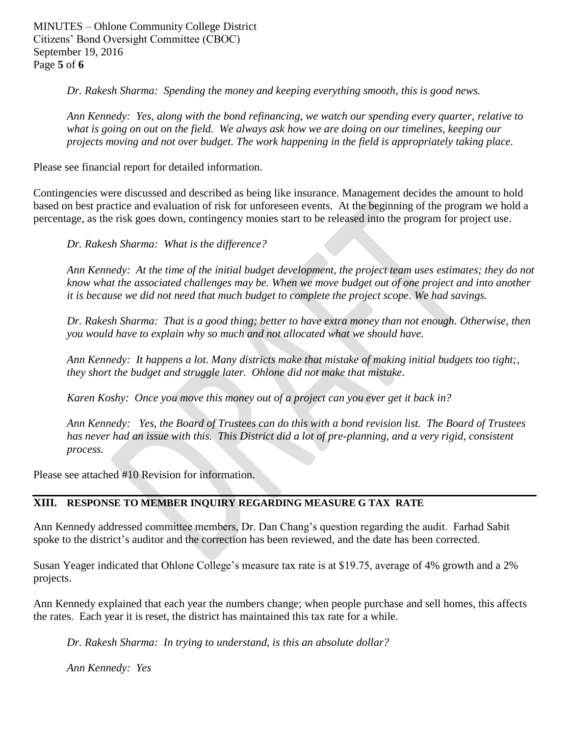*Dr. Rakesh Sharma: Spending the money and keeping everything smooth, this is good news.*

*Ann Kennedy: Yes, along with the bond refinancing, we watch our spending every quarter, relative to what is going on out on the field. We always ask how we are doing on our timelines, keeping our projects moving and not over budget. The work happening in the field is appropriately taking place.*

Please see financial report for detailed information.

Contingencies were discussed and described as being like insurance. Management decides the amount to hold based on best practice and evaluation of risk for unforeseen events. At the beginning of the program we hold a percentage, as the risk goes down, contingency monies start to be released into the program for project use.

*Dr. Rakesh Sharma: What is the difference?*

*Ann Kennedy: At the time of the initial budget development, the project team uses estimates; they do not know what the associated challenges may be. When we move budget out of one project and into another it is because we did not need that much budget to complete the project scope. We had savings.*

*Dr. Rakesh Sharma: That is a good thing; better to have extra money than not enough. Otherwise, then you would have to explain why so much and not allocated what we should have.*

*Ann Kennedy: It happens a lot. Many districts make that mistake of making initial budgets too tight;, they short the budget and struggle later. Ohlone did not make that mistake.*

*Karen Koshy: Once you move this money out of a project can you ever get it back in?*

*Ann Kennedy: Yes, the Board of Trustees can do this with a bond revision list. The Board of Trustees has never had an issue with this. This District did a lot of pre-planning, and a very rigid, consistent process.*

Please see attached #10 Revision for information.

## XIII. RESPONSE TO MEMBER INQUIRY REGARDING MEASURE G TAX RATE

Ann Kennedy addressed committee members, Dr. Dan Chang's question regarding the audit. Farhad Sabit spoke to the district's auditor and the correction has been reviewed, and the date has been corrected.

Susan Yeager indicated that Ohlone College's measure tax rate is at $19.75, average of 4% growth and a 2% projects.

Ann Kennedy explained that each year the numbers change; when people purchase and sell homes, this affects the rates. Each year it is reset, the district has maintained this tax rate for a while.

*Dr. Rakesh Sharma: In trying to understand, is this an absolute dollar?*

*Ann Kennedy: Yes*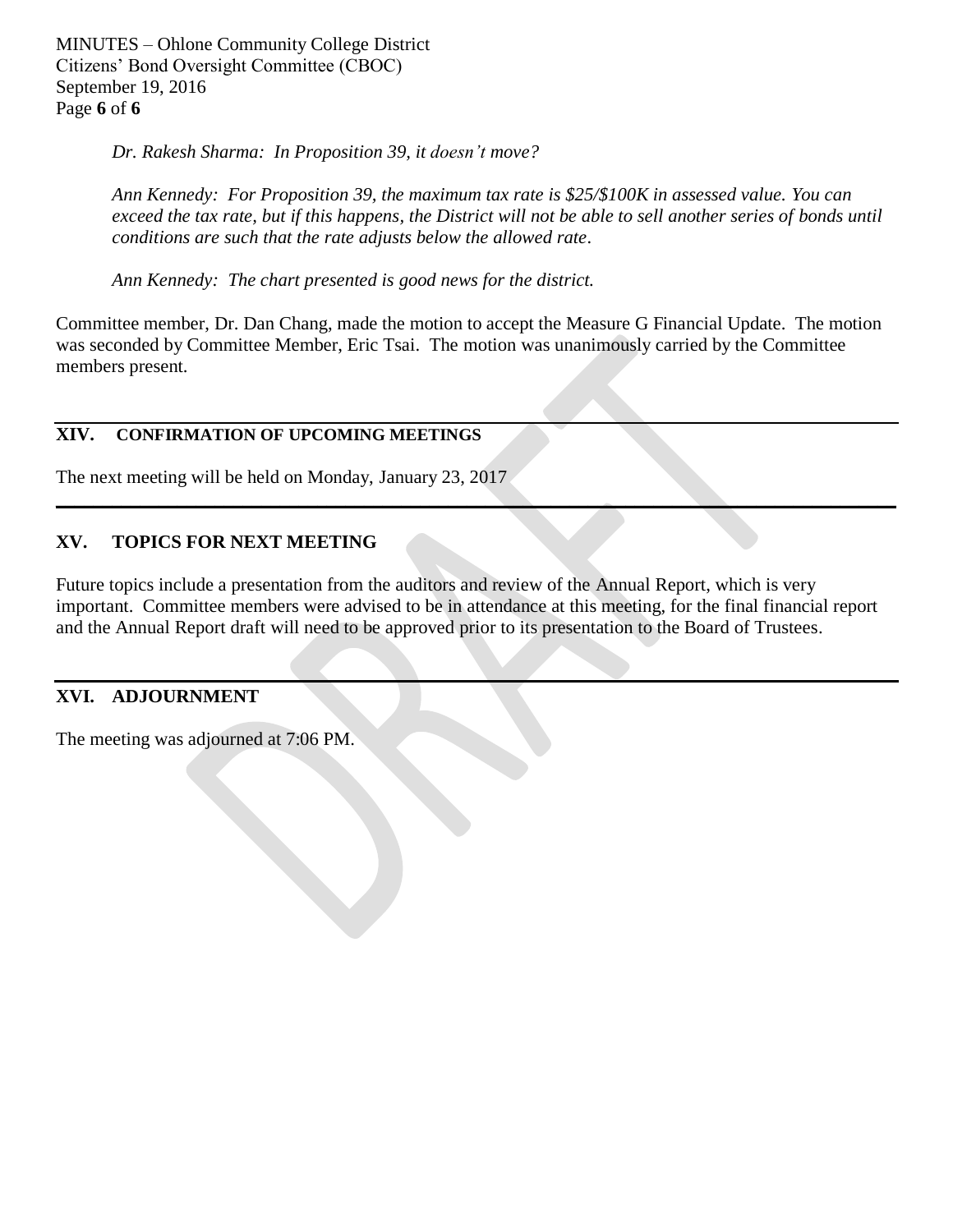*Dr. Rakesh Sharma: In Proposition 39, it doesn't move?*

*Ann Kennedy: For Proposition 39, the maximum tax rate is $25/$100K in assessed value. You can exceed the tax rate, but if this happens, the District will not be able to sell another series of bonds until conditions are such that the rate adjusts below the allowed rate.*

*Ann Kennedy: The chart presented is good news for the district.*

Committee member, Dr. Dan Chang, made the motion to accept the Measure G Financial Update. The motion was seconded by Committee Member, Eric Tsai. The motion was unanimously carried by the Committee members present.

## XIV. CONFIRMATION OF UPCOMING MEETINGS

The next meeting will be held on Monday, January 23, 2017

## XV. TOPICS FOR NEXT MEETING

Future topics include a presentation from the auditors and review of the Annual Report, which is very important. Committee members were advised to be in attendance at this meeting, for the final financial report and the Annual Report draft will need to be approved prior to its presentation to the Board of Trustees.

## XVI. ADJOURNMENT

The meeting was adjourned at 7:06 PM.